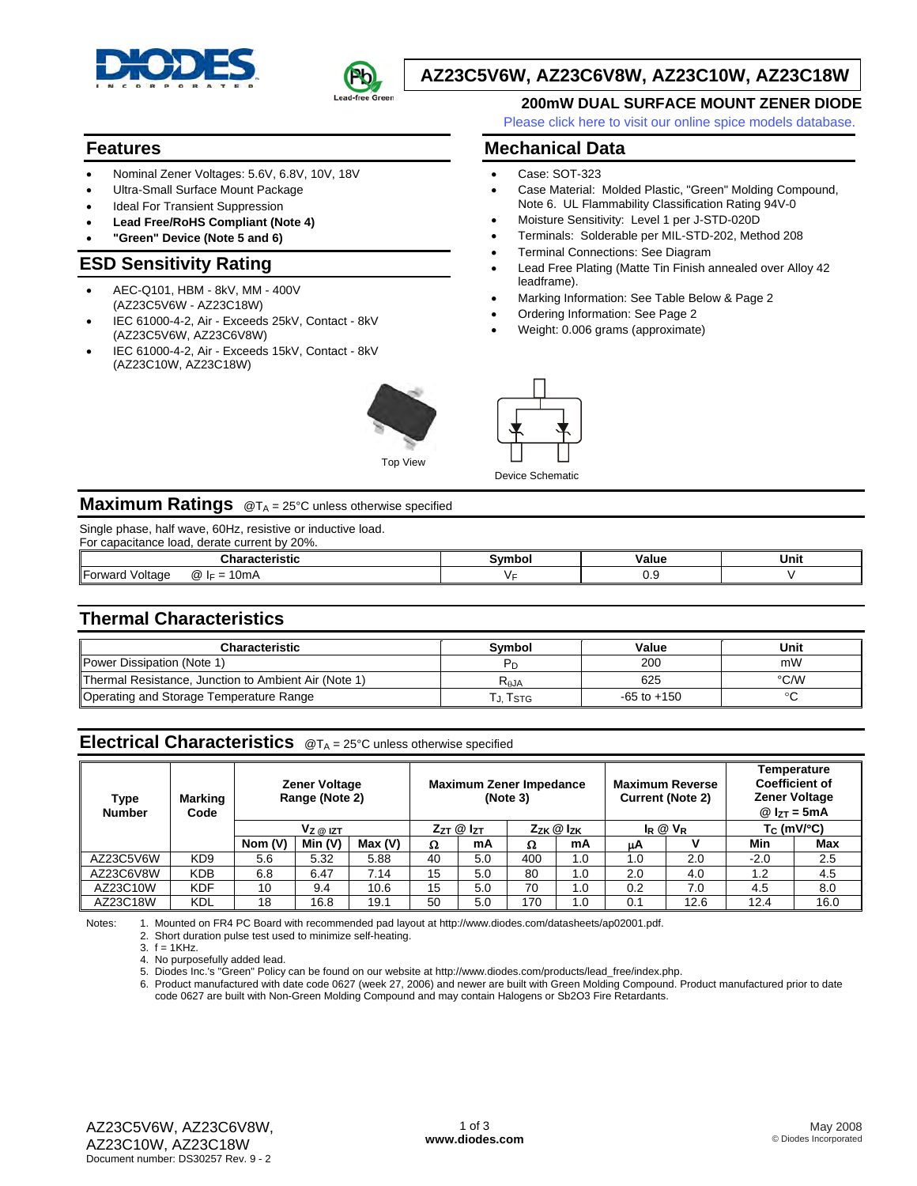# AZ23C5V6W, AZ23C6V8W, AZ23C10W, AZ23C18W

## 200mW DUAL SURFACE MOUNT ZENER DIODE

Please click here to visit our online spice models database.

## Features

- Nominal Zener Voltages: 5.6V, 6.8V, 10V, 18V
- Ultra-Small Surface Mount Package
- Ideal For Transient Suppression
- **Lead Free/RoHS Compliant (Note 4)**
- **"Green" Device (Note 5 and 6)**

## ESD Sensitivity Rating

- AEC-Q101, HBM - 8kV, MM - 400V (AZ23C5V6W - AZ23C18W)
- IEC 61000-4-2, Air - Exceeds 25kV, Contact - 8kV (AZ23C5V6W, AZ23C6V8W)
- IEC 61000-4-2, Air - Exceeds 15kV, Contact - 8kV (AZ23C10W, AZ23C18W)

## Mechanical Data

- Case: SOT-323
- Case Material: Molded Plastic, "Green" Molding Compound, Note 6. UL Flammability Classification Rating 94V-0
- Moisture Sensitivity: Level 1 per J-STD-020D
- Terminals: Solderable per MIL-STD-202, Method 208
- Terminal Connections: See Diagram
- Lead Free Plating (Matte Tin Finish annealed over Alloy 42 leadframe).
- Marking Information: See Table Below & Page 2
- Ordering Information: See Page 2
- Weight: 0.006 grams (approximate)

Top View

Device Schematic

## Maximum Ratings @$T_A$ = 25°C unless otherwise specified

Single phase, half wave, 60Hz, resistive or inductive load.
For capacitance load, derate current by 20%.

| Characteristic | Symbol | Value | Unit |
|---|---|---|---|
| Forward Voltage @ $I_F$ = 10mA | $V_F$ | 0.9 | V |

## Thermal Characteristics

| Characteristic | Symbol | Value | Unit |
|---|---|---|---|
| Power Dissipation (Note 1) | $P_D$ | 200 | mW |
| Thermal Resistance, Junction to Ambient Air (Note 1) | $R_{\theta JA}$ | 625 | °C/W |
| Operating and Storage Temperature Range | $T_J, T_{STG}$ | -65 to +150 | °C |

## Electrical Characteristics @$T_A$ = 25°C unless otherwise specified

| Type Number | Marking Code | Zener Voltage Range (Note 2) | | | Maximum Zener Impedance (Note 3) | | | | Maximum Reverse Current (Note 2) | | Temperature Coefficient of Zener Voltage @ $I_{ZT}$ = 5mA | |
|---|---|---|---|---|---|---|---|---|---|---|---|---|
| | | $V_Z$ @ $I_{ZT}$ | | | $Z_{ZT}$ @ $I_{ZT}$ | | $Z_{ZK}$ @ $I_{ZK}$ | | $I_R$ @ $V_R$ | | $T_C$ (mV/°C) | |
| | | Nom (V) | Min (V) | Max (V) | Ω | mA | Ω | mA | μA | V | Min | Max |
| AZ23C5V6W | KD9 | 5.6 | 5.32 | 5.88 | 40 | 5.0 | 400 | 1.0 | 1.0 | 2.0 | -2.0 | 2.5 |
| AZ23C6V8W | KDB | 6.8 | 6.47 | 7.14 | 15 | 5.0 | 80 | 1.0 | 2.0 | 4.0 | 1.2 | 4.5 |
| AZ23C10W | KDF | 10 | 9.4 | 10.6 | 15 | 5.0 | 70 | 1.0 | 0.2 | 7.0 | 4.5 | 8.0 |
| AZ23C18W | KDL | 18 | 16.8 | 19.1 | 50 | 5.0 | 170 | 1.0 | 0.1 | 12.6 | 12.4 | 16.0 |

Notes:
1. Mounted on FR4 PC Board with recommended pad layout at http://www.diodes.com/datasheets/ap02001.pdf.
2. Short duration pulse test used to minimize self-heating.
3. f = 1KHz.
4. No purposefully added lead.
5. Diodes Inc.'s "Green" Policy can be found on our website at http://www.diodes.com/products/lead_free/index.php.
6. Product manufactured with date code 0627 (week 27, 2006) and newer are built with Green Molding Compound. Product manufactured prior to date code 0627 are built with Non-Green Molding Compound and may contain Halogens or Sb2O3 Fire Retardants.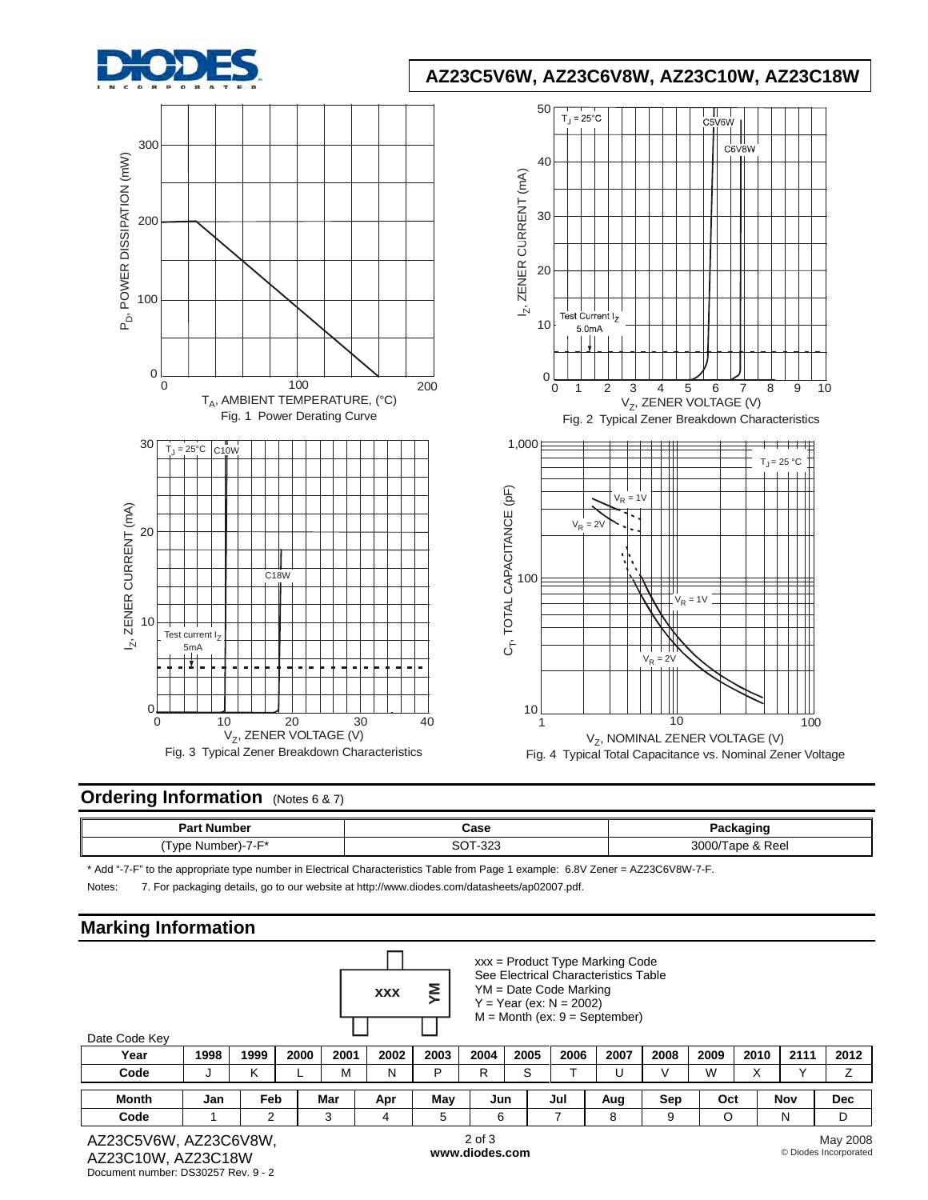Fig. 1 Power Derating Curve

Fig. 2 Typical Zener Breakdown Characteristics

Fig. 3 Typical Zener Breakdown Characteristics

Fig. 4 Typical Total Capacitance vs. Nominal Zener Voltage

## Ordering Information (Notes 6 & 7)

| Part Number | Case | Packaging |
|---|---|---|
| (Type Number)-7-F* | SOT-323 | 3000/Tape & Reel |

* Add "-7-F" to the appropriate type number in Electrical Characteristics Table from Page 1 example: 6.8V Zener = AZ23C6V8W-7-F.

Notes: 7. For packaging details, go to our website at http://www.diodes.com/datasheets/ap02007.pdf.

## Marking Information

xxx = Product Type Marking Code
See Electrical Characteristics Table
YM = Date Code Marking
Y = Year (ex: N = 2002)
M = Month (ex: 9 = September)

Date Code Key

| Year | 1998 | 1999 | 2000 | 2001 | 2002 | 2003 | 2004 | 2005 | 2006 | 2007 | 2008 | 2009 | 2010 | 2111 | 2012 |
|---|---|---|---|---|---|---|---|---|---|---|---|---|---|---|---|
| Code | J | K | L | M | N | P | R | S | T | U | V | W | X | Y | Z |

| Month | Jan | Feb | Mar | Apr | May | Jun | Jul | Aug | Sep | Oct | Nov | Dec |
|---|---|---|---|---|---|---|---|---|---|---|---|---|
| Code | 1 | 2 | 3 | 4 | 5 | 6 | 7 | 8 | 9 | O | N | D |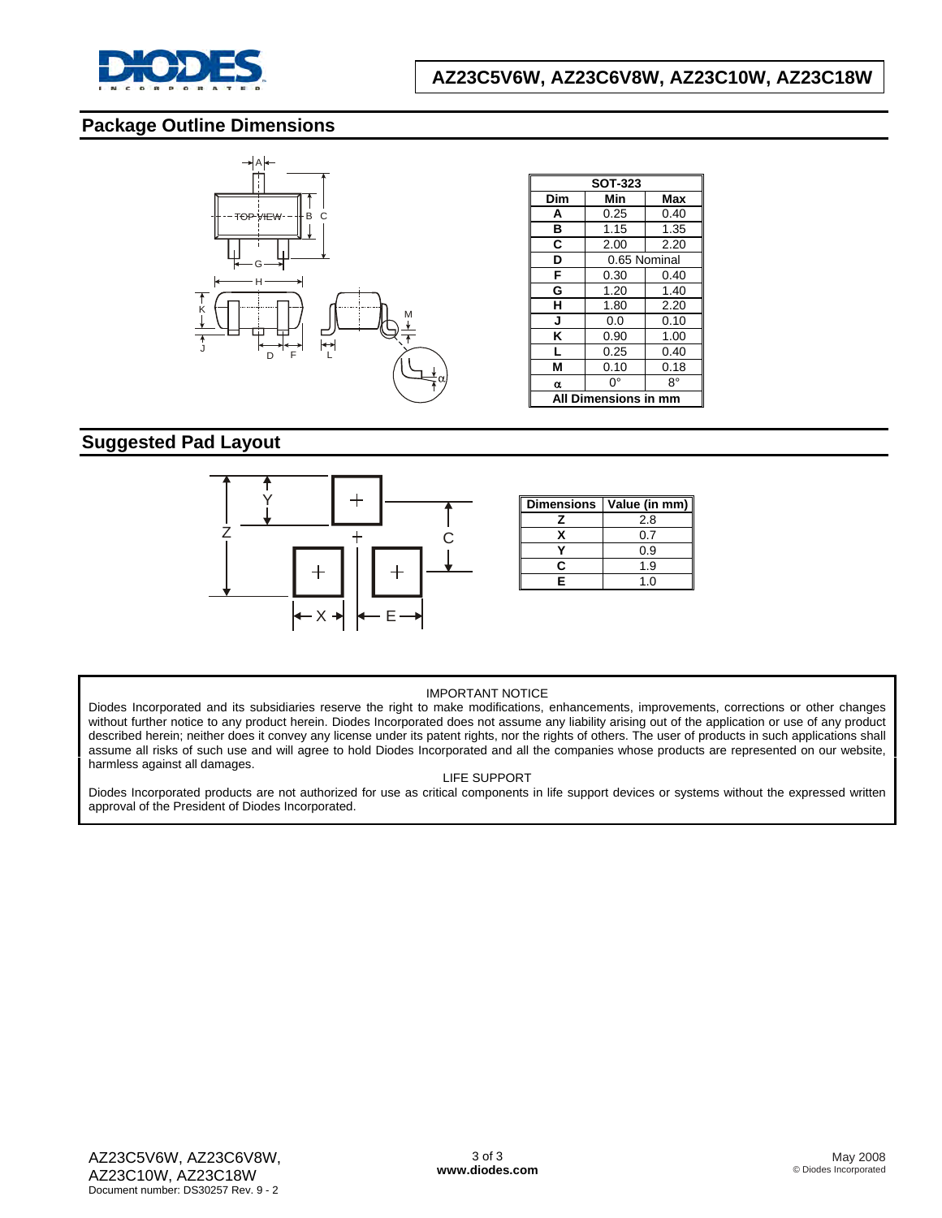## Package Outline Dimensions

| SOT-323 | | |
|---|---|---|
| **Dim** | **Min** | **Max** |
| **A** | 0.25 | 0.40 |
| **B** | 1.15 | 1.35 |
| **C** | 2.00 | 2.20 |
| **D** | 0.65 Nominal | |
| **F** | 0.30 | 0.40 |
| **G** | 1.20 | 1.40 |
| **H** | 1.80 | 2.20 |
| **J** | 0.0 | 0.10 |
| **K** | 0.90 | 1.00 |
| **L** | 0.25 | 0.40 |
| **M** | 0.10 | 0.18 |
| **α** | 0° | 8° |
| **All Dimensions in mm** | | |

## Suggested Pad Layout

| Dimensions | Value (in mm) |
|---|---|
| **Z** | 2.8 |
| **X** | 0.7 |
| **Y** | 0.9 |
| **C** | 1.9 |
| **E** | 1.0 |

IMPORTANT NOTICE

Diodes Incorporated and its subsidiaries reserve the right to make modifications, enhancements, improvements, corrections or other changes without further notice to any product herein. Diodes Incorporated does not assume any liability arising out of the application or use of any product described herein; neither does it convey any license under its patent rights, nor the rights of others. The user of products in such applications shall assume all risks of such use and will agree to hold Diodes Incorporated and all the companies whose products are represented on our website, harmless against all damages.

LIFE SUPPORT

Diodes Incorporated products are not authorized for use as critical components in life support devices or systems without the expressed written approval of the President of Diodes Incorporated.